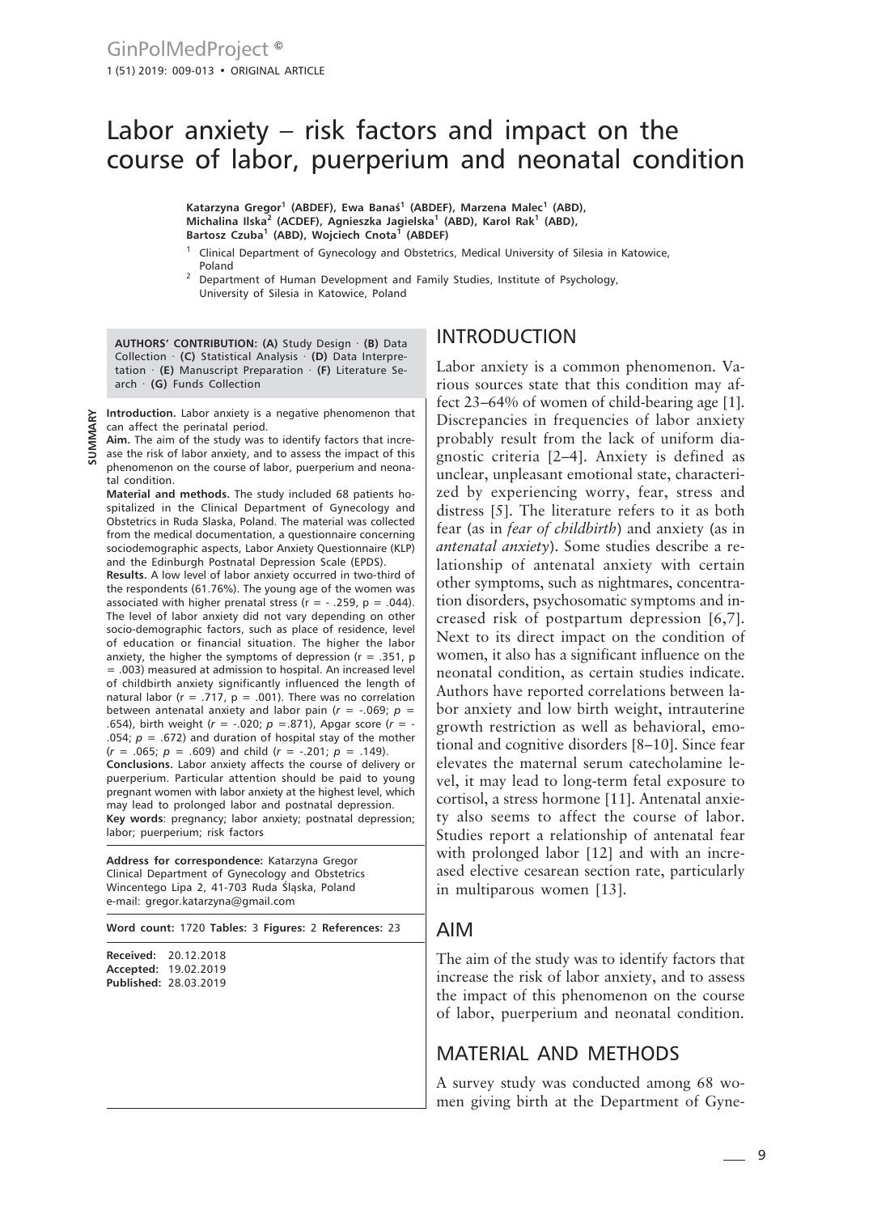# Labor anxiety – risk factors and impact on the course of labor, puerperium and neonatal condition

**Katarzyna Gregor[1] (ABDEF), Ewa Banaś[1] (ABDEF), Marzena Malec[1] (ABD), Michalina Ilska[2] (ACDEF), Agnieszka Jagielska[1] (ABD), Karol Rak[1] (ABD), Bartosz Czuba[1] (ABD), Wojciech Cnota[1] (ABDEF)**

[1] Clinical Department of Gynecology and Obstetrics, Medical University of Silesia in Katowice, Poland

[2] Department of Human Development and Family Studies, Institute of Psychology, University of Silesia in Katowice, Poland

**AUTHORS' CONTRIBUTION: (A)** Study Design · **(B)** Data Collection · **(C)** Statistical Analysis · **(D)** Data Interpretation · **(E)** Manuscript Preparation · **(F)** Literature Search · **(G)** Funds Collection

**SUMMARY**

**Introduction.** Labor anxiety is a negative phenomenon that can affect the perinatal period.

**Aim.** The aim of the study was to identify factors that increase the risk of labor anxiety, and to assess the impact of this phenomenon on the course of labor, puerperium and neonatal condition.

**Material and methods.** The study included 68 patients hospitalized in the Clinical Department of Gynecology and Obstetrics in Ruda Slaska, Poland. The material was collected from the medical documentation, a questionnaire concerning sociodemographic aspects, Labor Anxiety Questionnaire (KLP) and the Edinburgh Postnatal Depression Scale (EPDS).

**Results.** A low level of labor anxiety occurred in two-third of the respondents (61.76%). The young age of the women was associated with higher prenatal stress ($r$ = - .259, $p$ = .044). The level of labor anxiety did not vary depending on other socio-demographic factors, such as place of residence, level of education or financial situation. The higher the labor anxiety, the higher the symptoms of depression ($r$ = .351, $p$ = .003) measured at admission to hospital. An increased level of childbirth anxiety significantly influenced the length of natural labor ($r$ = .717, $p$ = .001). There was no correlation between antenatal anxiety and labor pain ($r$ = -.069; $p$ = .654), birth weight ($r$ = -.020; $p$ =.871), Apgar score ($r$ = -.054; $p$ = .672) and duration of hospital stay of the mother ($r$ = .065; $p$ = .609) and child ($r$ = -.201; $p$ = .149).

**Conclusions.** Labor anxiety affects the course of delivery or puerperium. Particular attention should be paid to young pregnant women with labor anxiety at the highest level, which may lead to prolonged labor and postnatal depression.

**Key words**: pregnancy; labor anxiety; postnatal depression; labor; puerperium; risk factors

**Address for correspondence:** Katarzyna Gregor
Clinical Department of Gynecology and Obstetrics
Wincentego Lipa 2, 41-703 Ruda Śląska, Poland
e-mail: gregor.katarzyna@gmail.com

**Word count:** 1720 **Tables:** 3 **Figures:** 2 **References:** 23

**Received:** 20.12.2018
**Accepted:** 19.02.2019
**Published:** 28.03.2019

## INTRODUCTION

Labor anxiety is a common phenomenon. Various sources state that this condition may affect 23–64% of women of child-bearing age [1]. Discrepancies in frequencies of labor anxiety probably result from the lack of uniform diagnostic criteria [2–4]. Anxiety is defined as unclear, unpleasant emotional state, characterized by experiencing worry, fear, stress and distress [5]. The literature refers to it as both fear (as in *fear of childbirth*) and anxiety (as in *antenatal anxiety*). Some studies describe a relationship of antenatal anxiety with certain other symptoms, such as nightmares, concentration disorders, psychosomatic symptoms and increased risk of postpartum depression [6,7]. Next to its direct impact on the condition of women, it also has a significant influence on the neonatal condition, as certain studies indicate. Authors have reported correlations between labor anxiety and low birth weight, intrauterine growth restriction as well as behavioral, emotional and cognitive disorders [8–10]. Since fear elevates the maternal serum catecholamine level, it may lead to long-term fetal exposure to cortisol, a stress hormone [11]. Antenatal anxiety also seems to affect the course of labor. Studies report a relationship of antenatal fear with prolonged labor [12] and with an increased elective cesarean section rate, particularly in multiparous women [13].

## AIM

The aim of the study was to identify factors that increase the risk of labor anxiety, and to assess the impact of this phenomenon on the course of labor, puerperium and neonatal condition.

## MATERIAL AND METHODS

A survey study was conducted among 68 women giving birth at the Department of Gyne-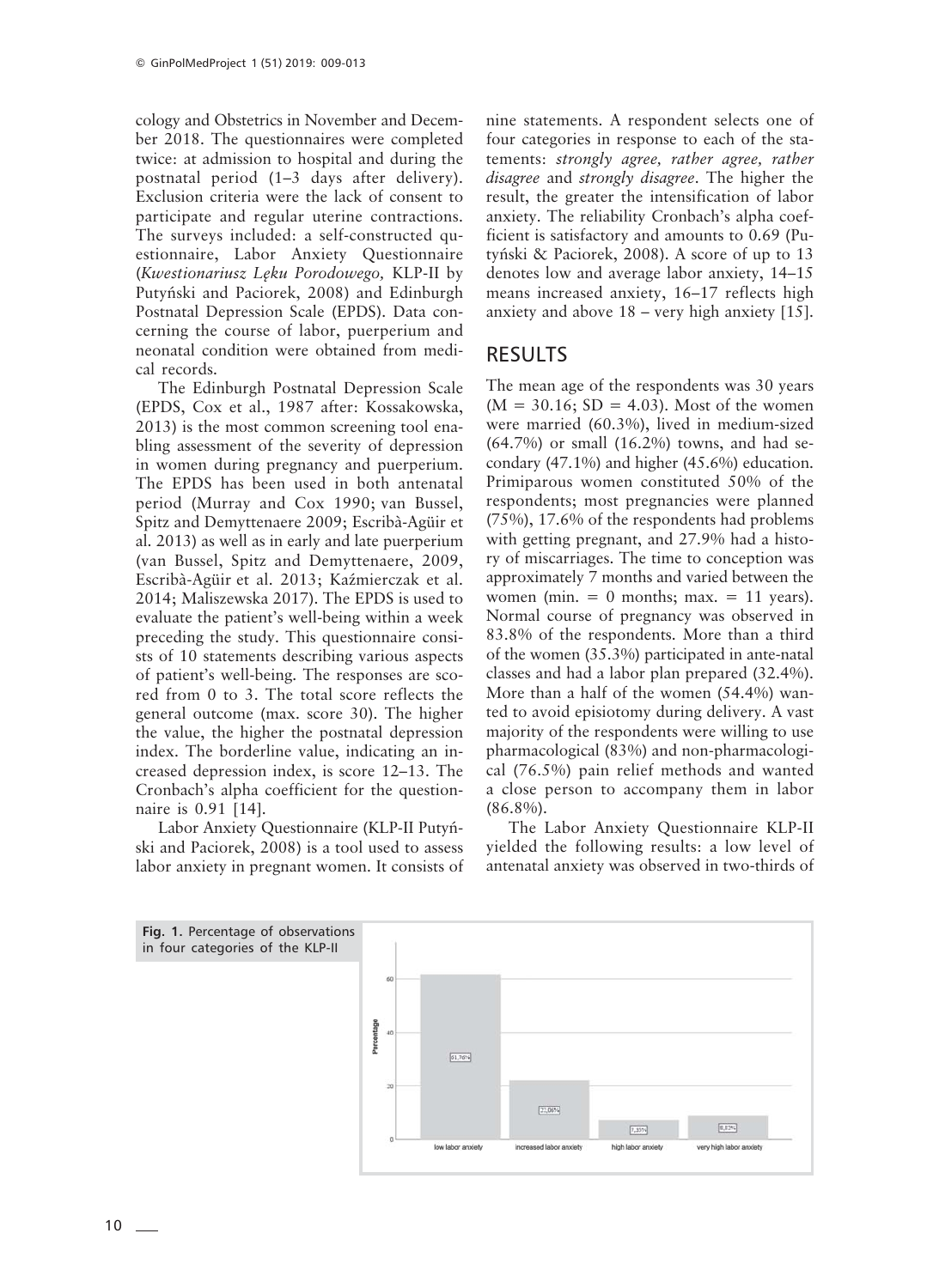cology and Obstetrics in November and December 2018. The questionnaires were completed twice: at admission to hospital and during the postnatal period (1–3 days after delivery). Exclusion criteria were the lack of consent to participate and regular uterine contractions. The surveys included: a self-constructed questionnaire, Labor Anxiety Questionnaire (*Kwestionariusz Lęku Porodowego,* KLP-II by Putyński and Paciorek, 2008) and Edinburgh Postnatal Depression Scale (EPDS). Data concerning the course of labor, puerperium and neonatal condition were obtained from medical records.

The Edinburgh Postnatal Depression Scale (EPDS, Cox et al., 1987 after: Kossakowska, 2013) is the most common screening tool enabling assessment of the severity of depression in women during pregnancy and puerperium. The EPDS has been used in both antenatal period (Murray and Cox 1990; van Bussel, Spitz and Demyttenaere 2009; Escribà-Agüir et al. 2013) as well as in early and late puerperium (van Bussel, Spitz and Demyttenaere, 2009, Escribà-Agüir et al. 2013; Kaźmierczak et al. 2014; Maliszewska 2017). The EPDS is used to evaluate the patient's well-being within a week preceding the study. This questionnaire consists of 10 statements describing various aspects of patient's well-being. The responses are scored from 0 to 3. The total score reflects the general outcome (max. score 30). The higher the value, the higher the postnatal depression index. The borderline value, indicating an increased depression index, is score 12–13. The Cronbach's alpha coefficient for the questionnaire is 0.91 [14].

Labor Anxiety Questionnaire (KLP-II Putyński and Paciorek, 2008) is a tool used to assess labor anxiety in pregnant women. It consists of nine statements. A respondent selects one of four categories in response to each of the statements: *strongly agree, rather agree, rather disagree* and *strongly disagree*. The higher the result, the greater the intensification of labor anxiety. The reliability Cronbach's alpha coefficient is satisfactory and amounts to 0.69 (Putyński & Paciorek, 2008). A score of up to 13 denotes low and average labor anxiety, 14–15 means increased anxiety, 16–17 reflects high anxiety and above 18 – very high anxiety [15].

## RESULTS

The mean age of the respondents was 30 years ($M = 30.16$; $SD = 4.03$). Most of the women were married (60.3%), lived in medium-sized (64.7%) or small (16.2%) towns, and had secondary (47.1%) and higher (45.6%) education. Primiparous women constituted 50% of the respondents; most pregnancies were planned (75%), 17.6% of the respondents had problems with getting pregnant, and 27.9% had a history of miscarriages. The time to conception was approximately 7 months and varied between the women (min. = 0 months; max. = 11 years). Normal course of pregnancy was observed in 83.8% of the respondents. More than a third of the women (35.3%) participated in ante-natal classes and had a labor plan prepared (32.4%). More than a half of the women (54.4%) wanted to avoid episiotomy during delivery. A vast majority of the respondents were willing to use pharmacological (83%) and non-pharmacological (76.5%) pain relief methods and wanted a close person to accompany them in labor (86.8%).

The Labor Anxiety Questionnaire KLP-II yielded the following results: a low level of antenatal anxiety was observed in two-thirds of

**Fig. 1.** Percentage of observations in four categories of the KLP-II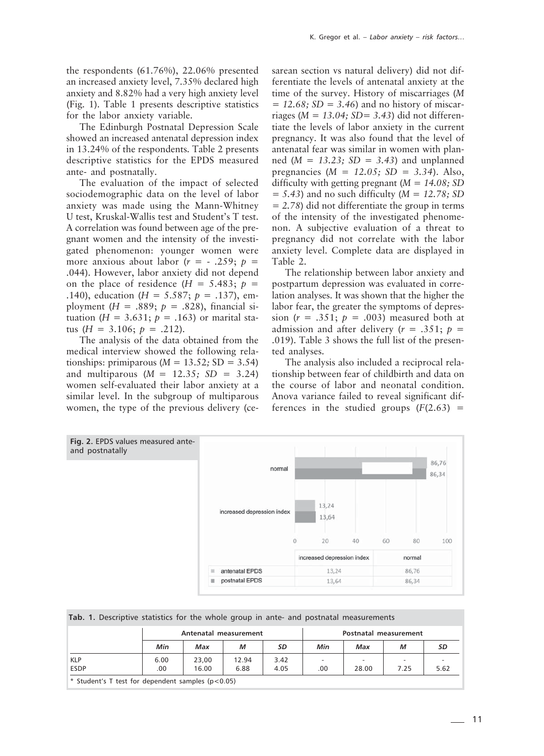the respondents (61.76%), 22.06% presented an increased anxiety level, 7.35% declared high anxiety and 8.82% had a very high anxiety level (Fig. 1). Table 1 presents descriptive statistics for the labor anxiety variable.

The Edinburgh Postnatal Depression Scale showed an increased antenatal depression index in 13.24% of the respondents. Table 2 presents descriptive statistics for the EPDS measured ante- and postnatally.

The evaluation of the impact of selected sociodemographic data on the level of labor anxiety was made using the Mann-Whitney U test, Kruskal-Wallis test and Student's T test. A correlation was found between age of the pregnant women and the intensity of the investigated phenomenon: younger women were more anxious about labor ($r = -.259$; $p = .044$). However, labor anxiety did not depend on the place of residence ($H = 5.483$; $p = .140$), education ($H = 5.587$; $p = .137$), employment ($H = .889$; $p = .828$), financial situation ($H = 3.631$; $p = .163$) or marital status ($H = 3.106$; $p = .212$).

The analysis of the data obtained from the medical interview showed the following relationships: primiparous ($M = 13.52$; $SD = 3.54$) and multiparous ($M = 12.35$; $SD = 3.24$) women self-evaluated their labor anxiety at a similar level. In the subgroup of multiparous women, the type of the previous delivery (cesarean section vs natural delivery) did not differentiate the levels of antenatal anxiety at the time of the survey. History of miscarriages ($M = 12.68$; $SD = 3.46$) and no history of miscarriages ($M = 13.04$; $SD = 3.43$) did not differentiate the levels of labor anxiety in the current pregnancy. It was also found that the level of antenatal fear was similar in women with planned ($M = 13.23$; $SD = 3.43$) and unplanned pregnancies ($M = 12.05$; $SD = 3.34$). Also, difficulty with getting pregnant ($M = 14.08$; $SD = 5.43$) and no such difficulty ($M = 12.78$; $SD = 2.78$) did not differentiate the group in terms of the intensity of the investigated phenomenon. A subjective evaluation of a threat to pregnancy did not correlate with the labor anxiety level. Complete data are displayed in Table 2.

The relationship between labor anxiety and postpartum depression was evaluated in correlation analyses. It was shown that the higher the labor fear, the greater the symptoms of depression ($r = .351$; $p = .003$) measured both at admission and after delivery ($r = .351$; $p = .019$). Table 3 shows the full list of the presented analyses.

The analysis also included a reciprocal relationship between fear of childbirth and data on the course of labor and neonatal condition. Anova variance failed to reveal significant differences in the studied groups ($F(2.63) =$

**Fig. 2.** EPDS values measured ante- and postnatally

| | increased depression index | normal |
|---|---|---|
| antenatal EPDS | 13,24 | 86,76 |
| postnatal EPDS | 13,64 | 86,34 |

**Tab. 1.** Descriptive statistics for the whole group in ante- and postnatal measurements

| | Antenatal measurement | | | | Postnatal measurement | | | |
|---|---|---|---|---|---|---|---|---|
| | *Min* | *Max* | *M* | *SD* | *Min* | *Max* | *M* | *SD* |
| KLP | 6.00 | 23,00 | 12.94 | 3.42 | - | - | - | - |
| ESDP | .00 | 16.00 | 6.88 | 4.05 | .00 | 28.00 | 7.25 | 5.62 |

\* Student's T test for dependent samples ($p<0.05$)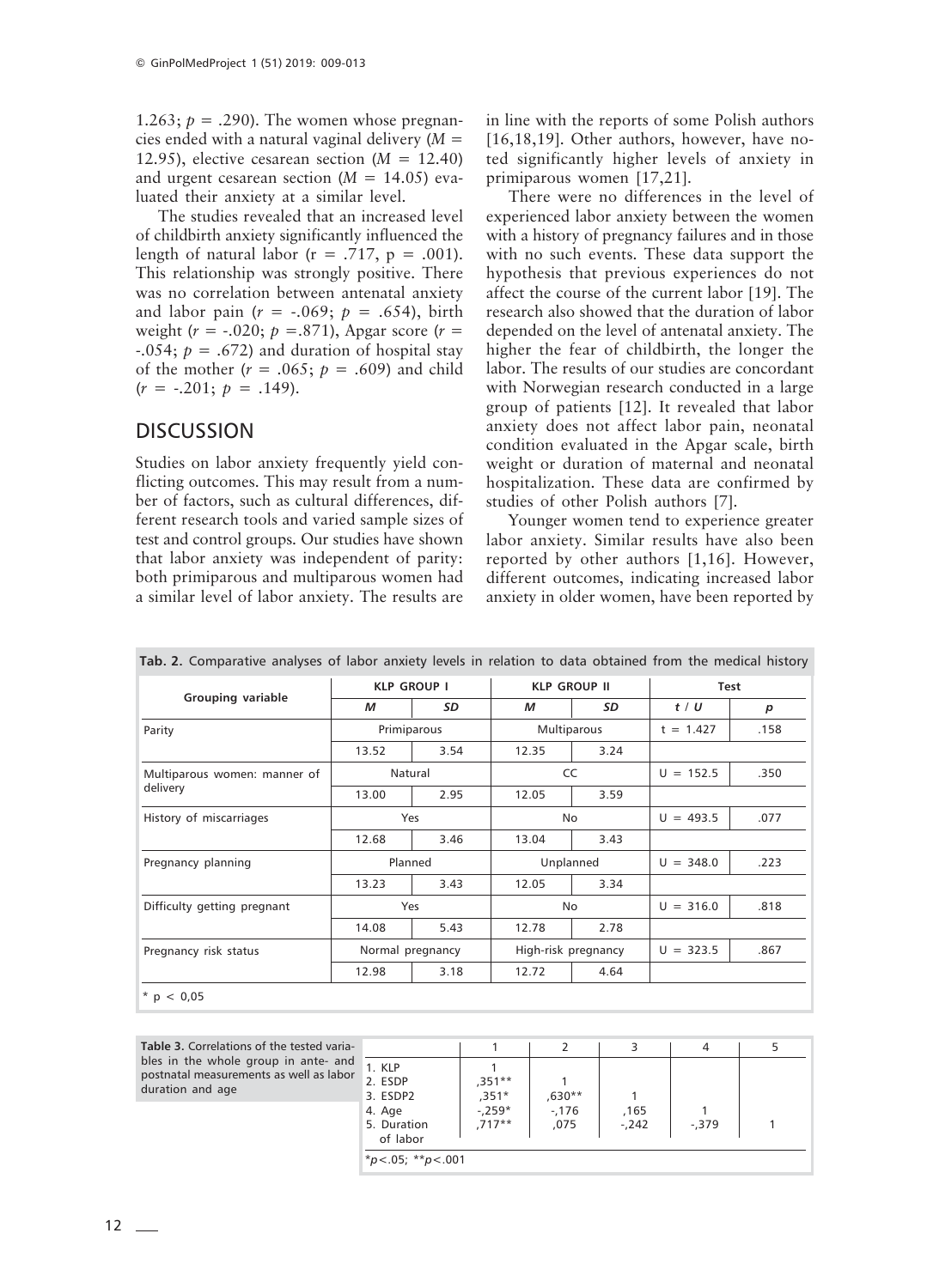1.263; $p = .290$). The women whose pregnancies ended with a natural vaginal delivery ($M = 12.95$), elective cesarean section ($M = 12.40$) and urgent cesarean section ($M = 14.05$) evaluated their anxiety at a similar level.

The studies revealed that an increased level of childbirth anxiety significantly influenced the length of natural labor ($r = .717$, $p = .001$). This relationship was strongly positive. There was no correlation between antenatal anxiety and labor pain ($r = -.069$; $p = .654$), birth weight ($r = -.020$; $p = .871$), Apgar score ($r = -.054$; $p = .672$) and duration of hospital stay of the mother ($r = .065$; $p = .609$) and child ($r = -.201$; $p = .149$).

## DISCUSSION

Studies on labor anxiety frequently yield conflicting outcomes. This may result from a number of factors, such as cultural differences, different research tools and varied sample sizes of test and control groups. Our studies have shown that labor anxiety was independent of parity: both primiparous and multiparous women had a similar level of labor anxiety. The results are in line with the reports of some Polish authors [16,18,19]. Other authors, however, have noted significantly higher levels of anxiety in primiparous women [17,21].

There were no differences in the level of experienced labor anxiety between the women with a history of pregnancy failures and in those with no such events. These data support the hypothesis that previous experiences do not affect the course of the current labor [19]. The research also showed that the duration of labor depended on the level of antenatal anxiety. The higher the fear of childbirth, the longer the labor. The results of our studies are concordant with Norwegian research conducted in a large group of patients [12]. It revealed that labor anxiety does not affect labor pain, neonatal condition evaluated in the Apgar scale, birth weight or duration of maternal and neonatal hospitalization. These data are confirmed by studies of other Polish authors [7].

Younger women tend to experience greater labor anxiety. Similar results have also been reported by other authors [1,16]. However, different outcomes, indicating increased labor anxiety in older women, have been reported by

**Tab. 2.** Comparative analyses of labor anxiety levels in relation to data obtained from the medical history

| Grouping variable | KLP GROUP I | | KLP GROUP II | | Test | |
|---|---|---|---|---|---|---|
| | *M* | *SD* | *M* | *SD* | *t* / *U* | *p* |
| Parity | Primiparous | | Multiparous | | t = 1.427 | .158 |
| | 13.52 | 3.54 | 12.35 | 3.24 | | |
| Multiparous women: manner of delivery | Natural | | CC | | U = 152.5 | .350 |
| | 13.00 | 2.95 | 12.05 | 3.59 | | |
| History of miscarriages | Yes | | No | | U = 493.5 | .077 |
| | 12.68 | 3.46 | 13.04 | 3.43 | | |
| Pregnancy planning | Planned | | Unplanned | | U = 348.0 | .223 |
| | 13.23 | 3.43 | 12.05 | 3.34 | | |
| Difficulty getting pregnant | Yes | | No | | U = 316.0 | .818 |
| | 14.08 | 5.43 | 12.78 | 2.78 | | |
| Pregnancy risk status | Normal pregnancy | | High-risk pregnancy | | U = 323.5 | .867 |
| | 12.98 | 3.18 | 12.72 | 4.64 | | |

\* p < 0,05

**Table 3.** Correlations of the tested variables in the whole group in ante- and postnatal measurements as well as labor duration and age

| | 1 | 2 | 3 | 4 | 5 |
|---|---|---|---|---|---|
| 1. KLP | 1 | | | | |
| 2. ESDP | ,351** | 1 | | | |
| 3. ESDP2 | ,351* | ,630** | 1 | | |
| 4. Age | -,259* | -,176 | ,165 | 1 | |
| 5. Duration of labor | ,717** | ,075 | -,242 | -,379 | 1 |

*$p<.05$; **$p<.001$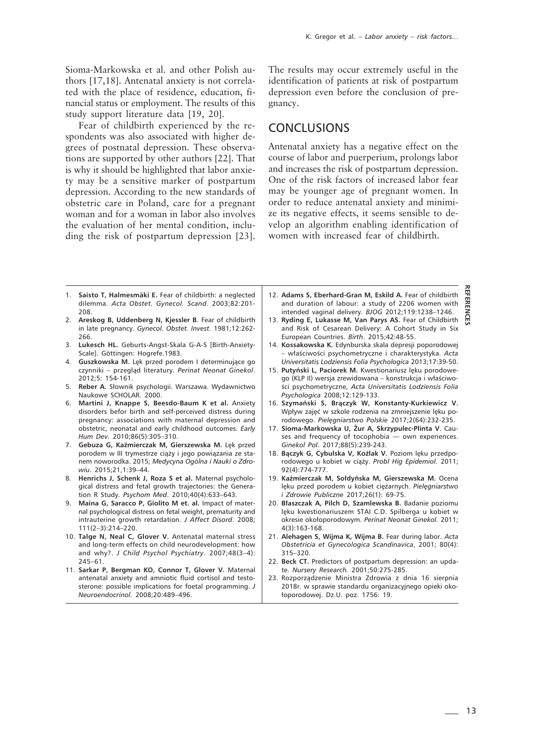Sioma-Markowska et al. and other Polish authors [17,18]. Antenatal anxiety is not correlated with the place of residence, education, financial status or employment. The results of this study support literature data [19, 20].

Fear of childbirth experienced by the respondents was also associated with higher degrees of postnatal depression. These observations are supported by other authors [22]. That is why it should be highlighted that labor anxiety may be a sensitive marker of postpartum depression. According to the new standards of obstetric care in Poland, care for a pregnant woman and for a woman in labor also involves the evaluation of her mental condition, including the risk of postpartum depression [23]. The results may occur extremely useful in the identification of patients at risk of postpartum depression even before the conclusion of pregnancy.

## CONCLUSIONS

Antenatal anxiety has a negative effect on the course of labor and puerperium, prolongs labor and increases the risk of postpartum depression. One of the risk factors of increased labor fear may be younger age of pregnant women. In order to reduce antenatal anxiety and minimize its negative effects, it seems sensible to develop an algorithm enabling identification of women with increased fear of childbirth.

## REFERENCES

1. **Saisto T, Halmesmäki E.** Fear of childbirth: a neglected dilemma. *Acta Obstet. Gynecol. Scand.* 2003;82:201-208.
2. **Areskog B, Uddenberg N, Kjessler B**. Fear of childbirth in late pregnancy. *Gynecol. Obstet. Invest.* 1981;12:262-266.
3. **Lukesch HL.** Geburts-Angst-Skala G-A-S [Birth-Anxiety-Scale]. Göttingen: Hogrefe.1983.
4. **Guszkowska M.** Lęk przed porodem I determinujące go czynniki – przegląd literatury. *Perinat Neonat Ginekol*. 2012;5: 154-161.
5. **Reber A.** Słownik psychologii. Warszawa. Wydawnictwo Naukowe SCHOLAR. 2000.
6. **Martini J, Knappe S, Beesdo-Baum K et al.** Anxiety disorders befor birth and self-perceived distress during pregnancy: associations with maternal depression and obstetric, neonatal and early childhood outcomes. *Early Hum Dev.* 2010;86(5):305–310.
7. **Gebuza G, Kaźmierczak M, Gierszewska M.** Lęk przed porodem w III trymestrze ciąży i jego powiązania ze stanem noworodka. 2015; *Medycyna Ogólna i Nauki o Zdrowiu*. 2015;21,1:39–44.
8. **Henrichs J, Schenk J, Roza S et al.** Maternal psychological distress and fetal growth trajectories: the Generation R Study. *Psychom Med*. 2010;40(4):633–643.
9. **Maina G, Saracco P, Giolito M et. al.** Impact of maternal psychological distress on fetal weight, prematurity and intrauterine growth retardation. *J Affect Disord*. 2008; 111(2–3):214–220.
10. **Talge N, Neal C, Glover V.** Antenatal maternal stress and long-term effects on child neurodevelopment: how and why?. *J Child Psychol Psychiatry*. 2007;48(3–4): 245–61.
11. **Sarkar P, Bergman KO, Connor T, Glover V.** Maternal antenatal anxiety and amniotic fluid cortisol and testosterone: possible implications for foetal programming. *J Neuroendocrinol.* 2008;20:489–496.
12. **Adams S, Eberhard-Gran M, Eskild A.** Fear of childbirth and duration of labour: a study of 2206 women with intended vaginal delivery. *BJOG* 2012;119:1238–1246.
13. **Ryding E, Lukasse M, Van Parys AS.** Fear of Childbirth and Risk of Cesarean Delivery: A Cohort Study in Six European Countries. *Birth*. 2015;42:48-55.
14. **Kossakowska K.** Edynburska skala depresji poporodowej – właściwości psychometryczne i charakterystyka. *Acta Universitatis Lodziensis Folia Psychologica* 2013;17:39-50.
15. **Putyński L, Paciorek M.** Kwestionariusz lęku porodowego (KLP II) wersja zrewidowana – konstrukcja i właściwości psychometryczne, *Acta Universitatis Lodziensis Folia Psychologica* 2008;12:129-133.
16. **Szymański S, Brączyk W, Konstanty-Kurkiewicz V.** Wpływ zajęć w szkole rodzenia na zmniejszenie lęku porodowego. *Pielęgniarstwo Polskie* 2017;2(64):232-235.
17. **Sioma-Markowska U, Żur A, Skrzypulec-Plinta V**. Causes and frequency of tocophobia — own experiences. *Ginekol Pol*. 2017;88(5):239-243.
18. **Bączyk G, Cybulska V, Koźlak V.** Poziom lęku przedporodowego u kobiet w ciąży. *Probl Hig Epidemiol.* 2011; 92(4):774-777.
19. **Kaźmierczak M, Sołdyńska M, Gierszewska M.** Ocena lęku przed porodem u kobiet ciężarnych. *Pielęgniarstwo i Zdrowie Publiczne* 2017;26(1): 69-75.
20. **Błaszczak A, Pilch D, Szamlewska B.** Badanie poziomu lęku kwestionariuszem STAI C.D. Spilberga u kobiet w okresie okołoporodowym. *Perinat Neonat Ginekol.* 2011; 4(3):163-168.
21. **Alehagen S, Wijma K, Wijma B.** Fear during labor. *Acta Obstetricia et Gynecologica Scandinavica*, 2001; 80(4): 315–320.
22. **Beck CT.** Predictors of postpartum depression: an update. *Nursery Research.* 2001;50:275-285.
23. Rozporządzenie Ministra Zdrowia z dnia 16 sierpnia 2018r. w sprawie standardu organizacyjnego opieki okołoporodowej. Dz.U. poz. 1756: 19.